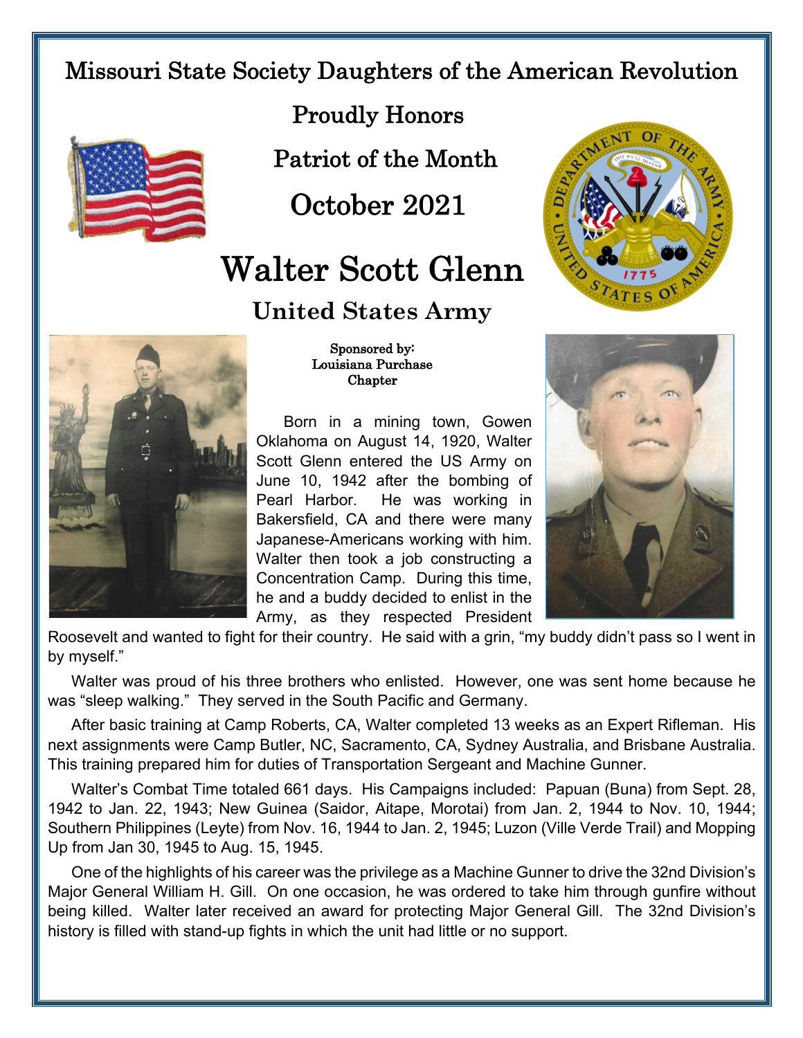# Missouri State Society Daughters of the American Revolution

## Proudly Honors

## Patriot of the Month

## October 2021

# Walter Scott Glenn

## United States Army

**Sponsored by:**
**Louisiana Purchase Chapter**

Born in a mining town, Gowen Oklahoma on August 14, 1920, Walter Scott Glenn entered the US Army on June 10, 1942 after the bombing of Pearl Harbor. He was working in Bakersfield, CA and there were many Japanese-Americans working with him. Walter then took a job constructing a Concentration Camp. During this time, he and a buddy decided to enlist in the Army, as they respected President Roosevelt and wanted to fight for their country. He said with a grin, "my buddy didn't pass so I went in by myself."

Walter was proud of his three brothers who enlisted. However, one was sent home because he was "sleep walking." They served in the South Pacific and Germany.

After basic training at Camp Roberts, CA, Walter completed 13 weeks as an Expert Rifleman. His next assignments were Camp Butler, NC, Sacramento, CA, Sydney Australia, and Brisbane Australia. This training prepared him for duties of Transportation Sergeant and Machine Gunner.

Walter's Combat Time totaled 661 days. His Campaigns included: Papuan (Buna) from Sept. 28, 1942 to Jan. 22, 1943; New Guinea (Saidor, Aitape, Morotai) from Jan. 2, 1944 to Nov. 10, 1944; Southern Philippines (Leyte) from Nov. 16, 1944 to Jan. 2, 1945; Luzon (Ville Verde Trail) and Mopping Up from Jan 30, 1945 to Aug. 15, 1945.

One of the highlights of his career was the privilege as a Machine Gunner to drive the 32nd Division's Major General William H. Gill. On one occasion, he was ordered to take him through gunfire without being killed. Walter later received an award for protecting Major General Gill. The 32nd Division's history is filled with stand-up fights in which the unit had little or no support.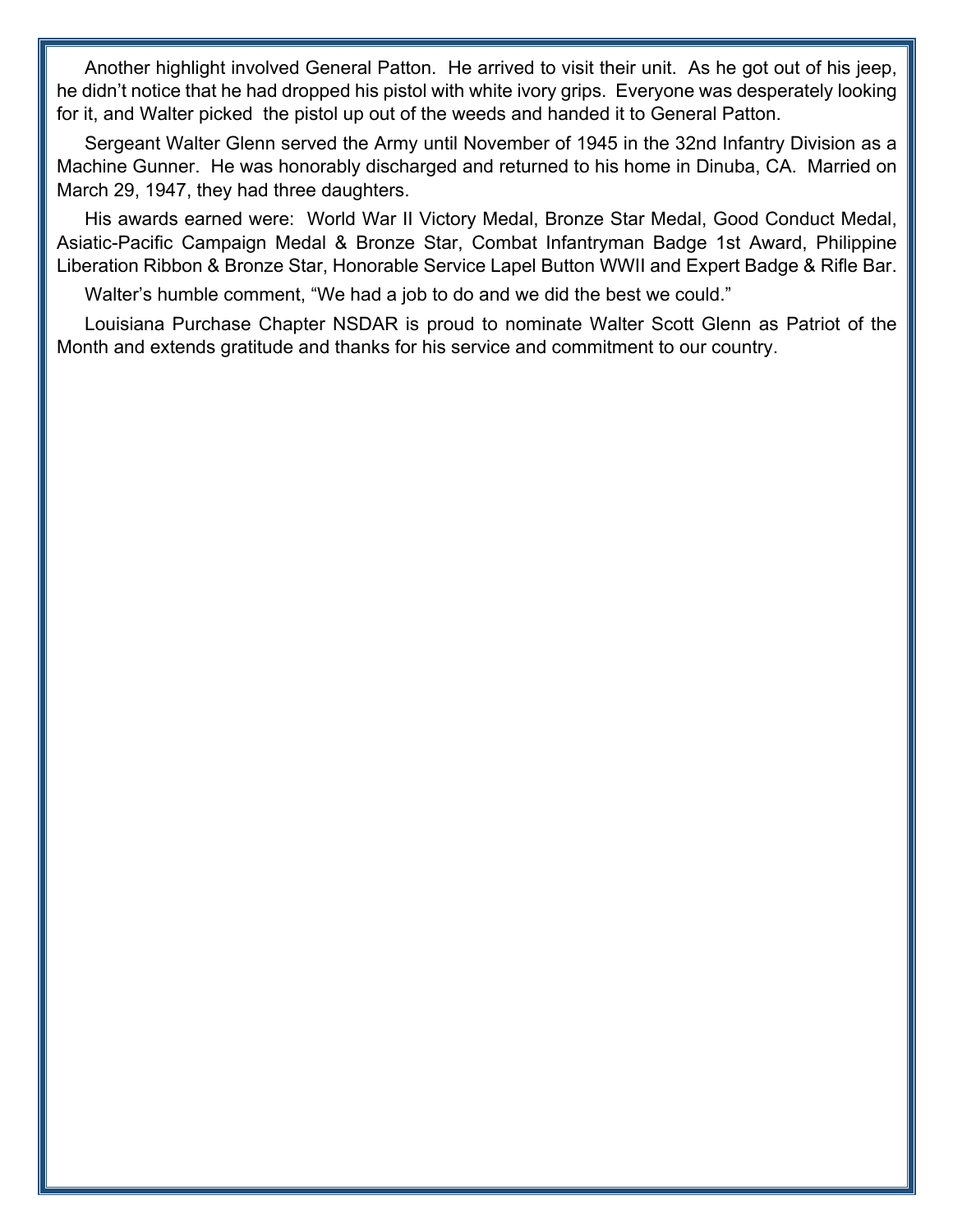Another highlight involved General Patton. He arrived to visit their unit. As he got out of his jeep, he didn't notice that he had dropped his pistol with white ivory grips. Everyone was desperately looking for it, and Walter picked the pistol up out of the weeds and handed it to General Patton.

Sergeant Walter Glenn served the Army until November of 1945 in the 32nd Infantry Division as a Machine Gunner. He was honorably discharged and returned to his home in Dinuba, CA. Married on March 29, 1947, they had three daughters.

His awards earned were: World War II Victory Medal, Bronze Star Medal, Good Conduct Medal, Asiatic-Pacific Campaign Medal & Bronze Star, Combat Infantryman Badge 1st Award, Philippine Liberation Ribbon & Bronze Star, Honorable Service Lapel Button WWII and Expert Badge & Rifle Bar.

Walter's humble comment, "We had a job to do and we did the best we could."

Louisiana Purchase Chapter NSDAR is proud to nominate Walter Scott Glenn as Patriot of the Month and extends gratitude and thanks for his service and commitment to our country.